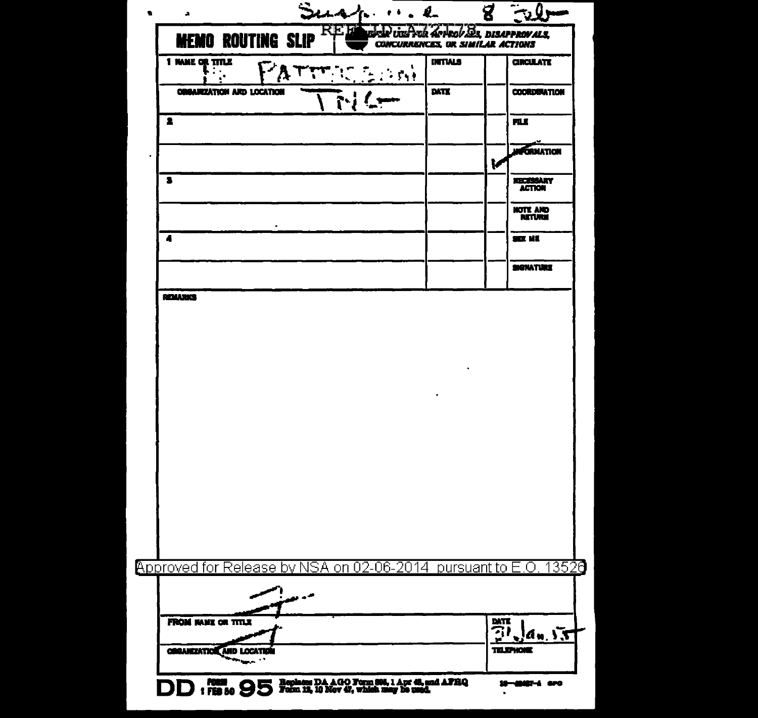Sugg... 8 July

REF ID:A72178

# MEMO ROUTING SLIP

NEVER USE FOR APPROVALS, DISAPPROVALS, CONCURRENCES, OR SIMILAR ACTIONS

| | INITIALS | | |
|---|---|---|---|
| 1 NAME OR TITLE: Mr. PATTERSON | INITIALS | | CIRCULATE |
| ORGANIZATION AND LOCATION: TNC | DATE | | COORDINATION |
| 2 | | | FILE |
| | | ✓ | INFORMATION |
| 3 | | | NECESSARY ACTION |
| | | | NOTE AND RETURN |
| 4 | | | SEE ME |
| | | | SIGNATURE |

REMARKS

Approved for Release by NSA on 02-06-2014 pursuant to E.O. 13526

| FROM NAME OR TITLE | DATE: 31 Jan. 55 |
|---|---|
| ORGANIZATION AND LOCATION | TELEPHONE |

DD FORM 1 FEB 50 95 Replaces DA AGO Form 895, 1 Apr 48, and AFHQ Form 12, 10 Nov 47, which may be used. 16—48487-4 GPO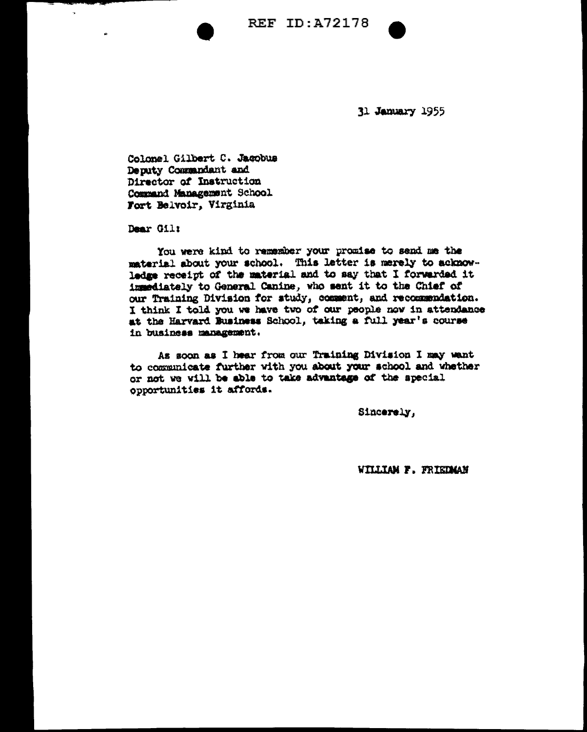31 January 1955

Colonel Gilbert C. Jacobus
Deputy Commandant and
Director of Instruction
Command Management School
Fort Belvoir, Virginia

Dear Gil:

You were kind to remember your promise to send me the material about your school. This letter is merely to acknowledge receipt of the material and to say that I forwarded it immediately to General Canine, who sent it to the Chief of our Training Division for study, comment, and recommendation. I think I told you we have two of our people now in attendance at the Harvard Business School, taking a full year's course in business management.

As soon as I hear from our Training Division I may want to communicate further with you about your school and whether or not we will be able to take advantage of the special opportunities it affords.

Sincerely,

WILLIAM F. FRIEDMAN